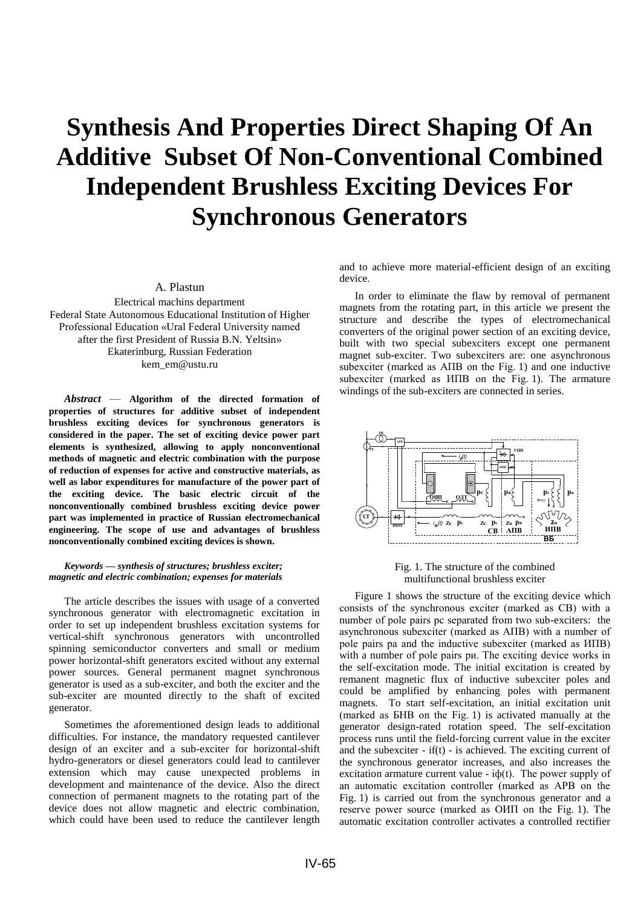# Synthesis And Properties Direct Shaping Of An Additive Subset Of Non-Conventional Combined Independent Brushless Exciting Devices For Synchronous Generators

A. Plastun

Electrical machins department
Federal State Autonomous Educational Institution of Higher Professional Education «Ural Federal University named after the first President of Russia B.N. Yeltsin»
Ekaterinburg, Russian Federation
kem_em@ustu.ru

***Abstract*** — **Algorithm of the directed formation of properties of structures for additive subset of independent brushless exciting devices for synchronous generators is considered in the paper. The set of exciting device power part elements is synthesized, allowing to apply nonconventional methods of magnetic and electric combination with the purpose of reduction of expenses for active and constructive materials, as well as labor expenditures for manufacture of the power part of the exciting device. The basic electric circuit of the nonconventionally combined brushless exciting device power part was implemented in practice of Russian electromechanical engineering. The scope of use and advantages of brushless nonconventionally combined exciting devices is shown.**

***Keywords — synthesis of structures; brushless exciter; magnetic and electric combination; expenses for materials***

The article describes the issues with usage of a converted synchronous generator with electromagnetic excitation in order to set up independent brushless excitation systems for vertical-shift synchronous generators with uncontrolled spinning semiconductor converters and small or medium power horizontal-shift generators excited without any external power sources. General permanent magnet synchronous generator is used as a sub-exciter, and both the exciter and the sub-exciter are mounted directly to the shaft of excited generator.

Sometimes the aforementioned design leads to additional difficulties. For instance, the mandatory requested cantilever design of an exciter and a sub-exciter for horizontal-shift hydro-generators or diesel generators could lead to cantilever extension which may cause unexpected problems in development and maintenance of the device. Also the direct connection of permanent magnets to the rotating part of the device does not allow magnetic and electric combination, which could have been used to reduce the cantilever length and to achieve more material-efficient design of an exciting device.

In order to eliminate the flaw by removal of permanent magnets from the rotating part, in this article we present the structure and describe the types of electromechanical converters of the original power section of an exciting device, built with two special subexciters except one permanent magnet sub-exciter. Two subexciters are: one asynchronous subexciter (marked as АПВ on the Fig. 1) and one inductive subexciter (marked as ИПВ on the Fig. 1). The armature windings of the sub-exciters are connected in series.

Fig. 1. The structure of the combined multifunctional brushless exciter

Figure 1 shows the structure of the exciting device which consists of the synchronous exciter (marked as СВ) with a number of pole pairs pc separated from two sub-exciters: the asynchronous subexciter (marked as АПВ) with a number of pole pairs pa and the inductive subexciter (marked as ИПВ) with a number of pole pairs pи. The exciting device works in the self-excitation mode. The initial excitation is created by remanent magnetic flux of inductive subexciter poles and could be amplified by enhancing poles with permanent magnets. To start self-excitation, an initial excitation unit (marked as БНВ on the Fig. 1) is activated manually at the generator design-rated rotation speed. The self-excitation process runs until the field-forcing current value in the exciter and the subexciter - if(t) - is achieved. The exciting current of the synchronous generator increases, and also increases the excitation armature current value - iф(t). The power supply of an automatic excitation controller (marked as АРВ on the Fig. 1) is carried out from the synchronous generator and a reserve power source (marked as ОИП on the Fig. 1). The automatic excitation controller activates a controlled rectifier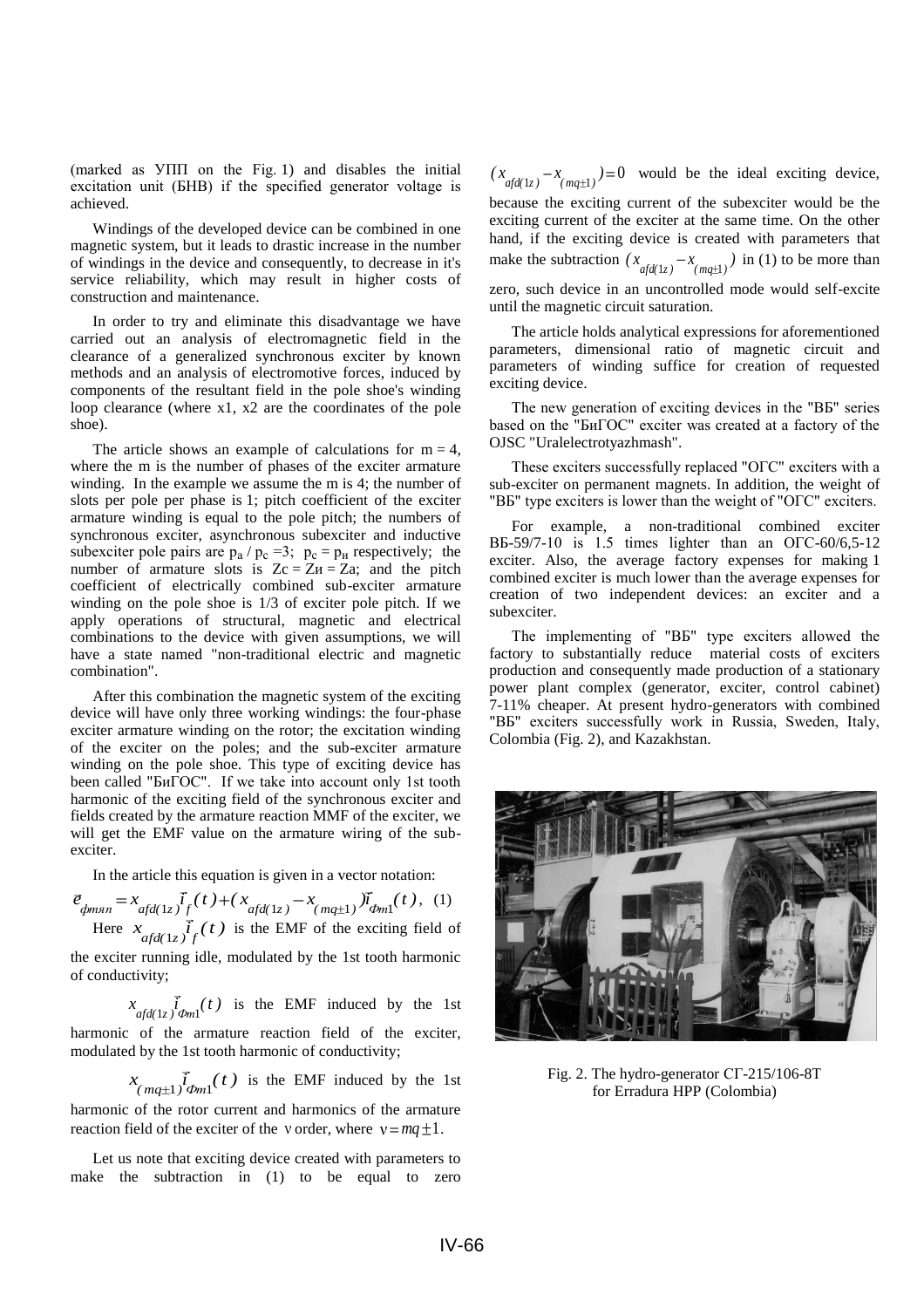(marked as УПП on the Fig. 1) and disables the initial excitation unit (БНВ) if the specified generator voltage is achieved.

Windings of the developed device can be combined in one magnetic system, but it leads to drastic increase in the number of windings in the device and consequently, to decrease in it's service reliability, which may result in higher costs of construction and maintenance.

In order to try and eliminate this disadvantage we have carried out an analysis of electromagnetic field in the clearance of a generalized synchronous exciter by known methods and an analysis of electromotive forces, induced by components of the resultant field in the pole shoe's winding loop clearance (where x1, x2 are the coordinates of the pole shoe).

The article shows an example of calculations for m = 4, where the m is the number of phases of the exciter armature winding. In the example we assume the m is 4; the number of slots per pole per phase is 1; pitch coefficient of the exciter armature winding is equal to the pole pitch; the numbers of synchronous exciter, asynchronous subexciter and inductive subexciter pole pairs are $p_a$ / $p_c$ =3; $p_c$ = $p_и$ respectively; the number of armature slots is Zc = Zи = Za; and the pitch coefficient of electrically combined sub-exciter armature winding on the pole shoe is 1/3 of exciter pole pitch. If we apply operations of structural, magnetic and electrical combinations to the device with given assumptions, we will have a state named "non-traditional electric and magnetic combination".

After this combination the magnetic system of the exciting device will have only three working windings: the four-phase exciter armature winding on the rotor; the excitation winding of the exciter on the poles; and the sub-exciter armature winding on the pole shoe. This type of exciting device has been called "БиГОС". If we take into account only 1st tooth harmonic of the exciting field of the synchronous exciter and fields created by the armature reaction MMF of the exciter, we will get the EMF value on the armature wiring of the sub-exciter.

In the article this equation is given in a vector notation:

$$e_{фтян} = x_{afd(1z)}\vec{i}_f(t) + (x_{afd(1z)} - x_{(mq\pm1)})\vec{i}_{Фm1}(t), \quad (1)$$

Here $x_{afd(1z)}\vec{i}_f(t)$ is the EMF of the exciting field of the exciter running idle, modulated by the 1st tooth harmonic of conductivity;

$x_{afd(1z)}\vec{i}_{Фm1}(t)$ is the EMF induced by the 1st harmonic of the armature reaction field of the exciter, modulated by the 1st tooth harmonic of conductivity;

$x_{(mq\pm1)}\vec{i}_{Фm1}(t)$ is the EMF induced by the 1st harmonic of the rotor current and harmonics of the armature reaction field of the exciter of the ν order, where $\nu = mq \pm 1$.

Let us note that exciting device created with parameters to make the subtraction in (1) to be equal to zero $(x_{afd(1z)} - x_{(mq\pm1)}) = 0$ would be the ideal exciting device, because the exciting current of the subexciter would be the exciting current of the exciter at the same time. On the other hand, if the exciting device is created with parameters that make the subtraction $(x_{afd(1z)} - x_{(mq\pm1)})$ in (1) to be more than zero, such device in an uncontrolled mode would self-excite until the magnetic circuit saturation.

The article holds analytical expressions for aforementioned parameters, dimensional ratio of magnetic circuit and parameters of winding suffice for creation of requested exciting device.

The new generation of exciting devices in the "ВБ" series based on the "БиГОС" exciter was created at a factory of the OJSC "Uralelectrotyazhmash".

These exciters successfully replaced "ОГС" exciters with a sub-exciter on permanent magnets. In addition, the weight of "ВБ" type exciters is lower than the weight of "ОГС" exciters.

For example, a non-traditional combined exciter ВБ-59/7-10 is 1.5 times lighter than an ОГС-60/6,5-12 exciter. Also, the average factory expenses for making 1 combined exciter is much lower than the average expenses for creation of two independent devices: an exciter and a subexciter.

The implementing of "ВБ" type exciters allowed the factory to substantially reduce material costs of exciters production and consequently made production of a stationary power plant complex (generator, exciter, control cabinet) 7-11% cheaper. At present hydro-generators with combined "ВБ" exciters successfully work in Russia, Sweden, Italy, Colombia (Fig. 2), and Kazakhstan.

Fig. 2. The hydro-generator СГ-215/106-8Т for Erradura HPP (Colombia)